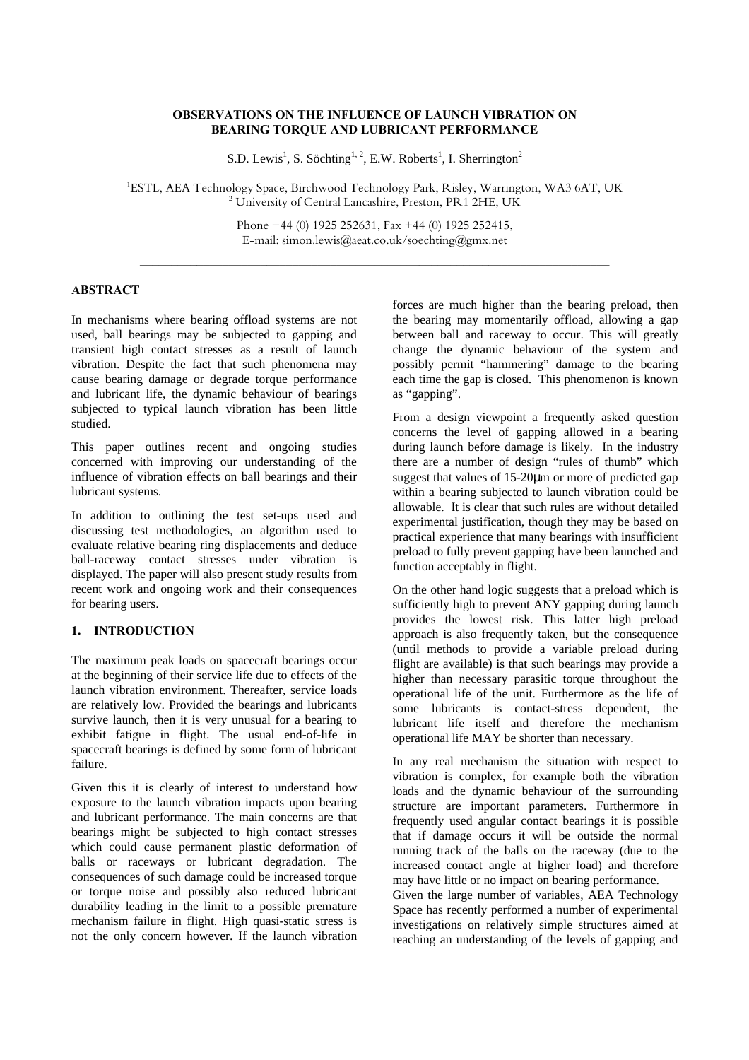# OBSERVATIONS ON THE INFLUENCE OF LAUNCH VIBRATION ON BEARING TORQUE AND LUBRICANT PERFORMANCE

S.D. Lewis[1], S. Söchting[1,2], E.W. Roberts[1], I. Sherrington[2]

[1]ESTL, AEA Technology Space, Birchwood Technology Park, Risley, Warrington, WA3 6AT, UK
[2] University of Central Lancashire, Preston, PR1 2HE, UK

Phone +44 (0) 1925 252631, Fax +44 (0) 1925 252415,
E-mail: simon.lewis@aeat.co.uk/soechting@gmx.net

## ABSTRACT

In mechanisms where bearing offload systems are not used, ball bearings may be subjected to gapping and transient high contact stresses as a result of launch vibration. Despite the fact that such phenomena may cause bearing damage or degrade torque performance and lubricant life, the dynamic behaviour of bearings subjected to typical launch vibration has been little studied.

This paper outlines recent and ongoing studies concerned with improving our understanding of the influence of vibration effects on ball bearings and their lubricant systems.

In addition to outlining the test set-ups used and discussing test methodologies, an algorithm used to evaluate relative bearing ring displacements and deduce ball-raceway contact stresses under vibration is displayed. The paper will also present study results from recent work and ongoing work and their consequences for bearing users.

## 1. INTRODUCTION

The maximum peak loads on spacecraft bearings occur at the beginning of their service life due to effects of the launch vibration environment. Thereafter, service loads are relatively low. Provided the bearings and lubricants survive launch, then it is very unusual for a bearing to exhibit fatigue in flight. The usual end-of-life in spacecraft bearings is defined by some form of lubricant failure.

Given this it is clearly of interest to understand how exposure to the launch vibration impacts upon bearing and lubricant performance. The main concerns are that bearings might be subjected to high contact stresses which could cause permanent plastic deformation of balls or raceways or lubricant degradation. The consequences of such damage could be increased torque or torque noise and possibly also reduced lubricant durability leading in the limit to a possible premature mechanism failure in flight. High quasi-static stress is not the only concern however. If the launch vibration forces are much higher than the bearing preload, then the bearing may momentarily offload, allowing a gap between ball and raceway to occur. This will greatly change the dynamic behaviour of the system and possibly permit "hammering" damage to the bearing each time the gap is closed. This phenomenon is known as "gapping".

From a design viewpoint a frequently asked question concerns the level of gapping allowed in a bearing during launch before damage is likely. In the industry there are a number of design "rules of thumb" which suggest that values of 15-20μm or more of predicted gap within a bearing subjected to launch vibration could be allowable. It is clear that such rules are without detailed experimental justification, though they may be based on practical experience that many bearings with insufficient preload to fully prevent gapping have been launched and function acceptably in flight.

On the other hand logic suggests that a preload which is sufficiently high to prevent ANY gapping during launch provides the lowest risk. This latter high preload approach is also frequently taken, but the consequence (until methods to provide a variable preload during flight are available) is that such bearings may provide a higher than necessary parasitic torque throughout the operational life of the unit. Furthermore as the life of some lubricants is contact-stress dependent, the lubricant life itself and therefore the mechanism operational life MAY be shorter than necessary.

In any real mechanism the situation with respect to vibration is complex, for example both the vibration loads and the dynamic behaviour of the surrounding structure are important parameters. Furthermore in frequently used angular contact bearings it is possible that if damage occurs it will be outside the normal running track of the balls on the raceway (due to the increased contact angle at higher load) and therefore may have little or no impact on bearing performance.

Given the large number of variables, AEA Technology Space has recently performed a number of experimental investigations on relatively simple structures aimed at reaching an understanding of the levels of gapping and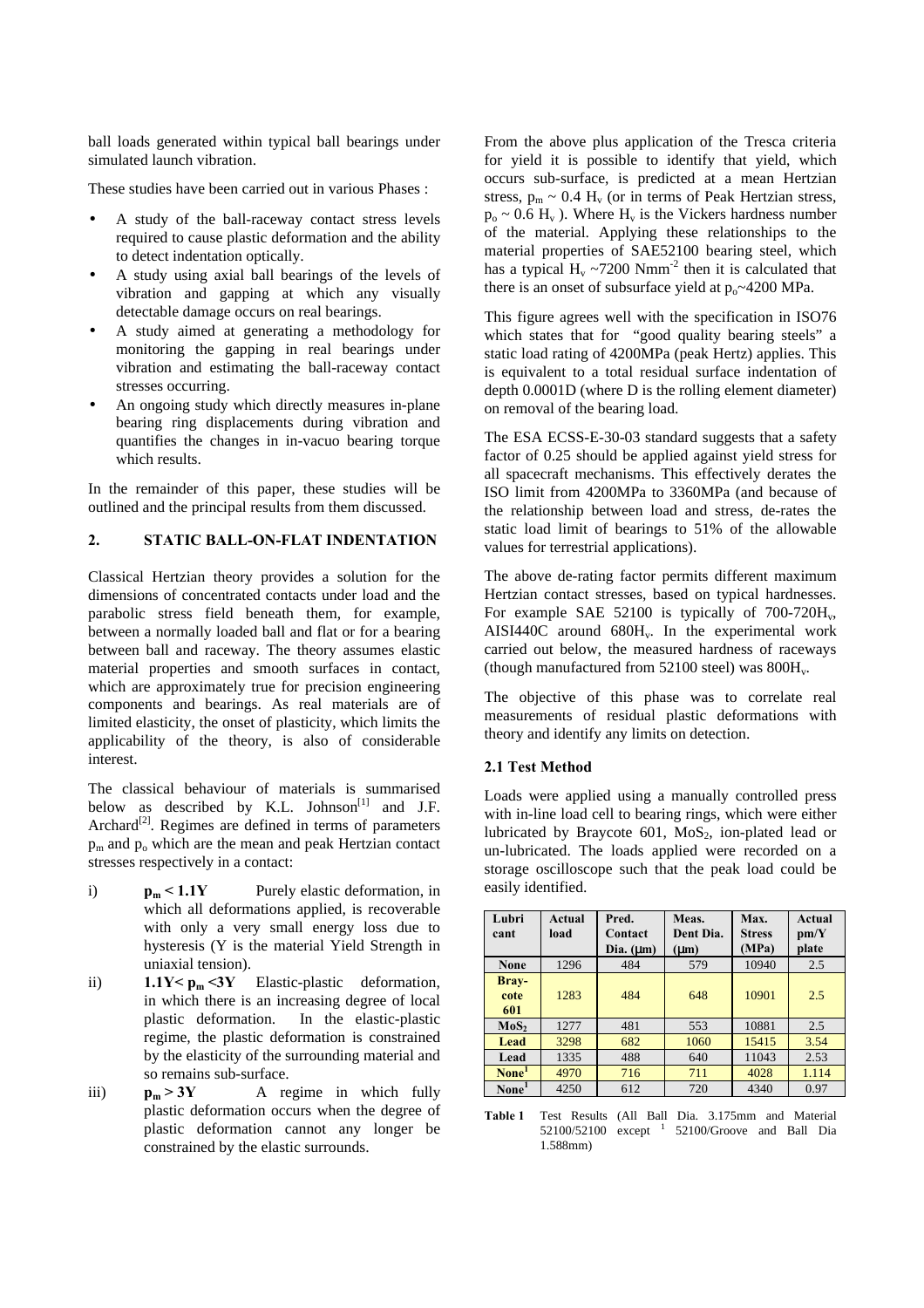ball loads generated within typical ball bearings under simulated launch vibration.

These studies have been carried out in various Phases :

- A study of the ball-raceway contact stress levels required to cause plastic deformation and the ability to detect indentation optically.
- A study using axial ball bearings of the levels of vibration and gapping at which any visually detectable damage occurs on real bearings.
- A study aimed at generating a methodology for monitoring the gapping in real bearings under vibration and estimating the ball-raceway contact stresses occurring.
- An ongoing study which directly measures in-plane bearing ring displacements during vibration and quantifies the changes in in-vacuo bearing torque which results.

In the remainder of this paper, these studies will be outlined and the principal results from them discussed.

## 2. STATIC BALL-ON-FLAT INDENTATION

Classical Hertzian theory provides a solution for the dimensions of concentrated contacts under load and the parabolic stress field beneath them, for example, between a normally loaded ball and flat or for a bearing between ball and raceway. The theory assumes elastic material properties and smooth surfaces in contact, which are approximately true for precision engineering components and bearings. As real materials are of limited elasticity, the onset of plasticity, which limits the applicability of the theory, is also of considerable interest.

The classical behaviour of materials is summarised below as described by K.L. Johnson[1] and J.F. Archard[2]. Regimes are defined in terms of parameters $p_m$ and $p_o$ which are the mean and peak Hertzian contact stresses respectively in a contact:

i) $\mathbf{p_m < 1.1Y}$ Purely elastic deformation, in which all deformations applied, is recoverable with only a very small energy loss due to hysteresis (Y is the material Yield Strength in uniaxial tension).

ii) $\mathbf{1.1Y < p_m < 3Y}$ Elastic-plastic deformation, in which there is an increasing degree of local plastic deformation. In the elastic-plastic regime, the plastic deformation is constrained by the elasticity of the surrounding material and so remains sub-surface.

iii) $\mathbf{p_m > 3Y}$ A regime in which fully plastic deformation occurs when the degree of plastic deformation cannot any longer be constrained by the elastic surrounds.

From the above plus application of the Tresca criteria for yield it is possible to identify that yield, which occurs sub-surface, is predicted at a mean Hertzian stress, $p_m \sim 0.4\ H_v$ (or in terms of Peak Hertzian stress, $p_o \sim 0.6\ H_v$ ). Where $H_v$ is the Vickers hardness number of the material. Applying these relationships to the material properties of SAE52100 bearing steel, which has a typical $H_v \sim 7200\ \text{Nmm}^{-2}$ then it is calculated that there is an onset of subsurface yield at $p_o \sim 4200$ MPa.

This figure agrees well with the specification in ISO76 which states that for "good quality bearing steels" a static load rating of 4200MPa (peak Hertz) applies. This is equivalent to a total residual surface indentation of depth 0.0001D (where D is the rolling element diameter) on removal of the bearing load.

The ESA ECSS-E-30-03 standard suggests that a safety factor of 0.25 should be applied against yield stress for all spacecraft mechanisms. This effectively derates the ISO limit from 4200MPa to 3360MPa (and because of the relationship between load and stress, de-rates the static load limit of bearings to 51% of the allowable values for terrestrial applications).

The above de-rating factor permits different maximum Hertzian contact stresses, based on typical hardnesses. For example SAE 52100 is typically of 700-720$H_v$, AISI440C around 680$H_v$. In the experimental work carried out below, the measured hardness of raceways (though manufactured from 52100 steel) was 800$H_v$.

The objective of this phase was to correlate real measurements of residual plastic deformations with theory and identify any limits on detection.

### 2.1 Test Method

Loads were applied using a manually controlled press with in-line load cell to bearing rings, which were either lubricated by Braycote 601, $MoS_2$, ion-plated lead or un-lubricated. The loads applied were recorded on a storage oscilloscope such that the peak load could be easily identified.

| Lubricant | Actual load | Pred. Contact Dia. (μm) | Meas. Dent Dia. (μm) | Max. Stress (MPa) | Actual pm/Y plate |
|---|---|---|---|---|---|
| None | 1296 | 484 | 579 | 10940 | 2.5 |
| Braycote 601 | 1283 | 484 | 648 | 10901 | 2.5 |
| $MoS_2$ | 1277 | 481 | 553 | 10881 | 2.5 |
| Lead | 3298 | 682 | 1060 | 15415 | 3.54 |
| Lead | 1335 | 488 | 640 | 11043 | 2.53 |
| None[1] | 4970 | 716 | 711 | 4028 | 1.114 |
| None[1] | 4250 | 612 | 720 | 4340 | 0.97 |

**Table 1** Test Results (All Ball Dia. 3.175mm and Material 52100/52100 except [1] 52100/Groove and Ball Dia 1.588mm)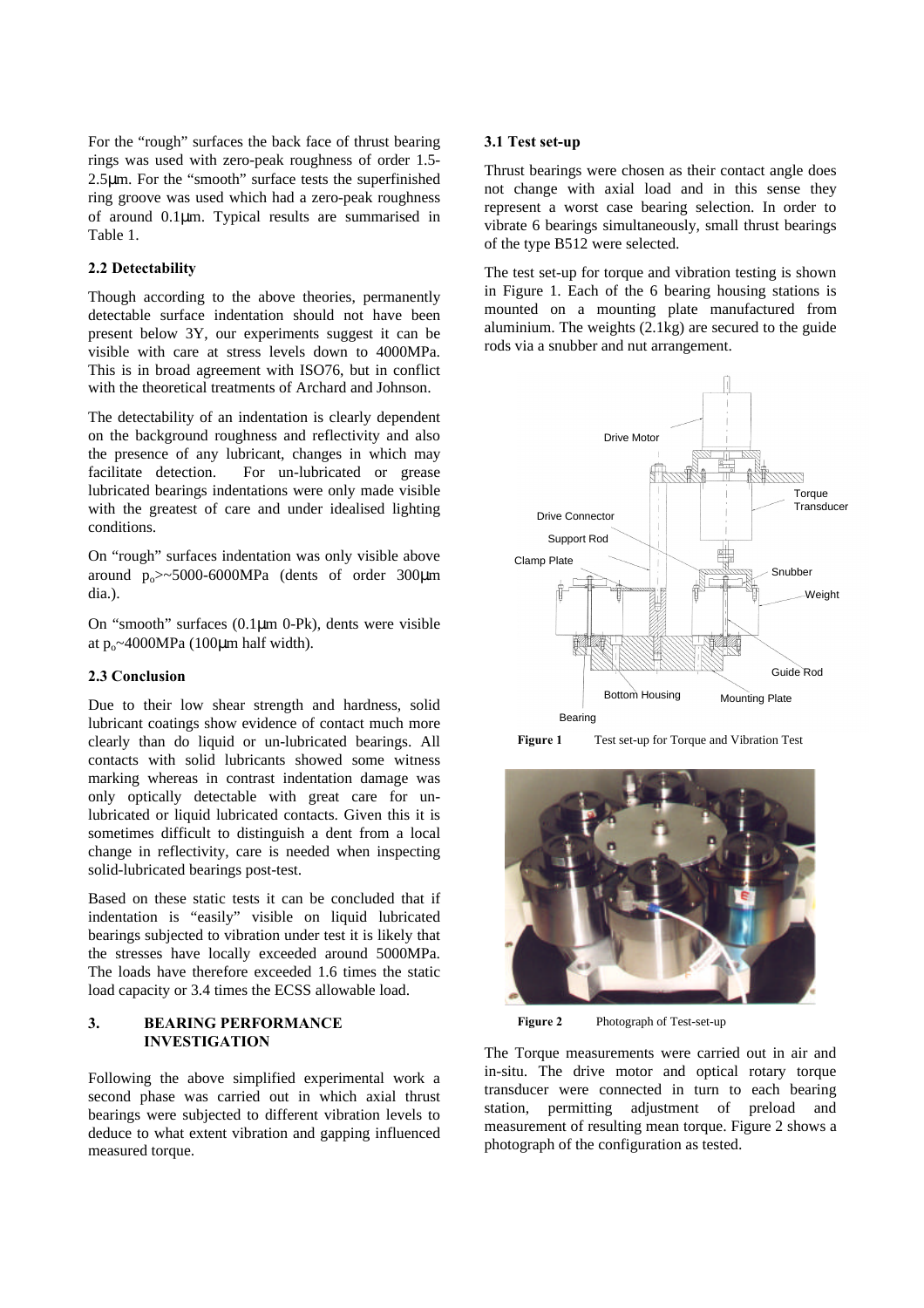For the "rough" surfaces the back face of thrust bearing rings was used with zero-peak roughness of order 1.5-2.5μm. For the "smooth" surface tests the superfinished ring groove was used which had a zero-peak roughness of around 0.1μm. Typical results are summarised in Table 1.

### 2.2 Detectability

Though according to the above theories, permanently detectable surface indentation should not have been present below 3Y, our experiments suggest it can be visible with care at stress levels down to 4000MPa. This is in broad agreement with ISO76, but in conflict with the theoretical treatments of Archard and Johnson.

The detectability of an indentation is clearly dependent on the background roughness and reflectivity and also the presence of any lubricant, changes in which may facilitate detection. For un-lubricated or grease lubricated bearings indentations were only made visible with the greatest of care and under idealised lighting conditions.

On "rough" surfaces indentation was only visible above around $p_o$>~5000-6000MPa (dents of order 300μm dia.).

On "smooth" surfaces (0.1μm 0-Pk), dents were visible at $p_o$~4000MPa (100μm half width).

### 2.3 Conclusion

Due to their low shear strength and hardness, solid lubricant coatings show evidence of contact much more clearly than do liquid or un-lubricated bearings. All contacts with solid lubricants showed some witness marking whereas in contrast indentation damage was only optically detectable with great care for un-lubricated or liquid lubricated contacts. Given this it is sometimes difficult to distinguish a dent from a local change in reflectivity, care is needed when inspecting solid-lubricated bearings post-test.

Based on these static tests it can be concluded that if indentation is "easily" visible on liquid lubricated bearings subjected to vibration under test it is likely that the stresses have locally exceeded around 5000MPa. The loads have therefore exceeded 1.6 times the static load capacity or 3.4 times the ECSS allowable load.

## 3. BEARING PERFORMANCE INVESTIGATION

Following the above simplified experimental work a second phase was carried out in which axial thrust bearings were subjected to different vibration levels to deduce to what extent vibration and gapping influenced measured torque.

### 3.1 Test set-up

Thrust bearings were chosen as their contact angle does not change with axial load and in this sense they represent a worst case bearing selection. In order to vibrate 6 bearings simultaneously, small thrust bearings of the type B512 were selected.

The test set-up for torque and vibration testing is shown in Figure 1. Each of the 6 bearing housing stations is mounted on a mounting plate manufactured from aluminium. The weights (2.1kg) are secured to the guide rods via a snubber and nut arrangement.

**Figure 1** Test set-up for Torque and Vibration Test

**Figure 2** Photograph of Test-set-up

The Torque measurements were carried out in air and in-situ. The drive motor and optical rotary torque transducer were connected in turn to each bearing station, permitting adjustment of preload and measurement of resulting mean torque. Figure 2 shows a photograph of the configuration as tested.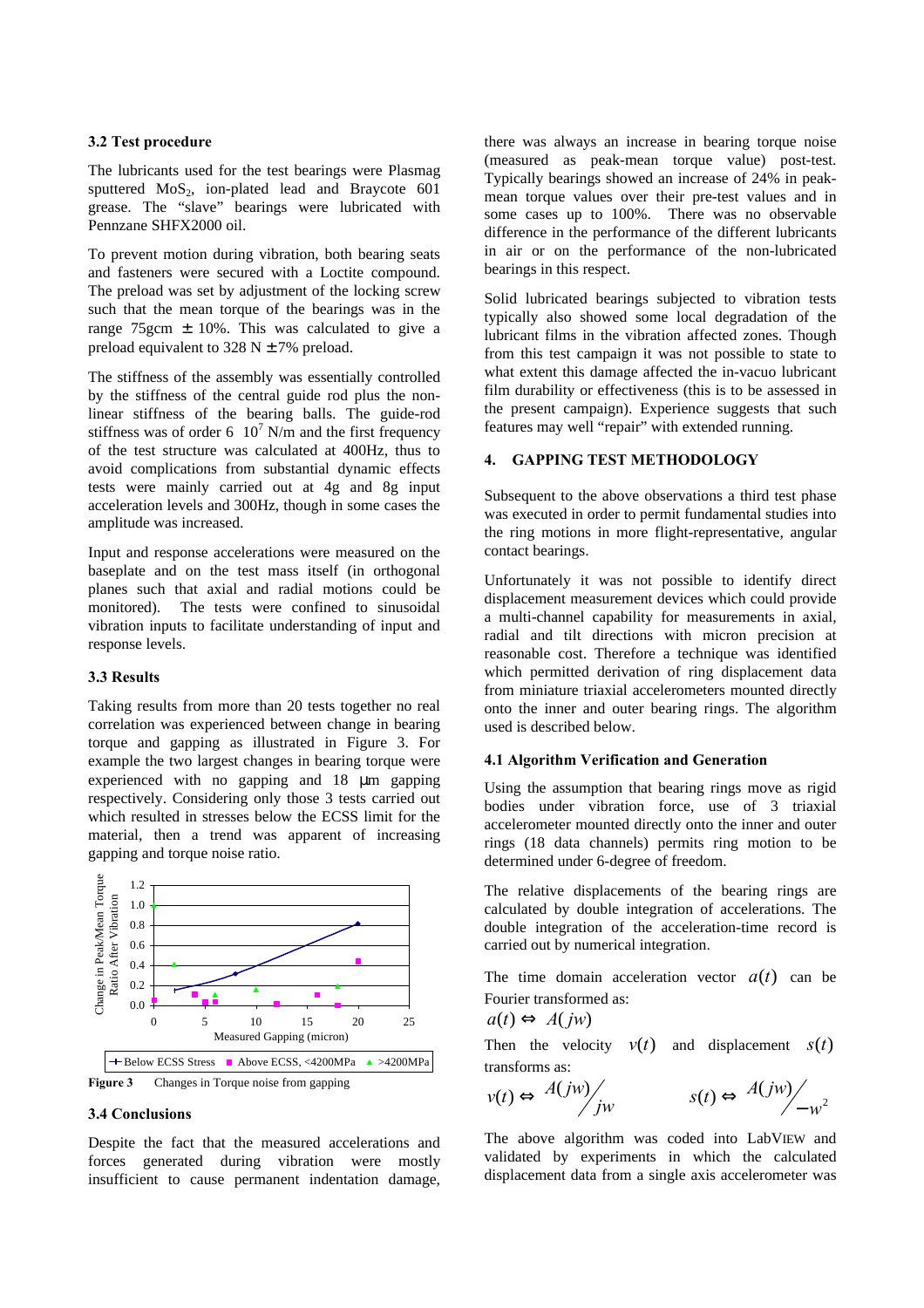### 3.2 Test procedure

The lubricants used for the test bearings were Plasmag sputtered $MoS_2$, ion-plated lead and Braycote 601 grease. The "slave" bearings were lubricated with Pennzane SHFX2000 oil.

To prevent motion during vibration, both bearing seats and fasteners were secured with a Loctite compound. The preload was set by adjustment of the locking screw such that the mean torque of the bearings was in the range 75gcm $\pm$ 10%. This was calculated to give a preload equivalent to 328 N $\pm$7% preload.

The stiffness of the assembly was essentially controlled by the stiffness of the central guide rod plus the non-linear stiffness of the bearing balls. The guide-rod stiffness was of order 6 $10^7$ N/m and the first frequency of the test structure was calculated at 400Hz, thus to avoid complications from substantial dynamic effects tests were mainly carried out at 4g and 8g input acceleration levels and 300Hz, though in some cases the amplitude was increased.

Input and response accelerations were measured on the baseplate and on the test mass itself (in orthogonal planes such that axial and radial motions could be monitored). The tests were confined to sinusoidal vibration inputs to facilitate understanding of input and response levels.

### 3.3 Results

Taking results from more than 20 tests together no real correlation was experienced between change in bearing torque and gapping as illustrated in Figure 3. For example the two largest changes in bearing torque were experienced with no gapping and 18 μm gapping respectively. Considering only those 3 tests carried out which resulted in stresses below the ECSS limit for the material, then a trend was apparent of increasing gapping and torque noise ratio.

**Figure 3** Changes in Torque noise from gapping

### 3.4 Conclusions

Despite the fact that the measured accelerations and forces generated during vibration were mostly insufficient to cause permanent indentation damage, there was always an increase in bearing torque noise (measured as peak-mean torque value) post-test. Typically bearings showed an increase of 24% in peak-mean torque values over their pre-test values and in some cases up to 100%. There was no observable difference in the performance of the different lubricants in air or on the performance of the non-lubricated bearings in this respect.

Solid lubricated bearings subjected to vibration tests typically also showed some local degradation of the lubricant films in the vibration affected zones. Though from this test campaign it was not possible to state to what extent this damage affected the in-vacuo lubricant film durability or effectiveness (this is to be assessed in the present campaign). Experience suggests that such features may well "repair" with extended running.

## 4. GAPPING TEST METHODOLOGY

Subsequent to the above observations a third test phase was executed in order to permit fundamental studies into the ring motions in more flight-representative, angular contact bearings.

Unfortunately it was not possible to identify direct displacement measurement devices which could provide a multi-channel capability for measurements in axial, radial and tilt directions with micron precision at reasonable cost. Therefore a technique was identified which permitted derivation of ring displacement data from miniature triaxial accelerometers mounted directly onto the inner and outer bearing rings. The algorithm used is described below.

### 4.1 Algorithm Verification and Generation

Using the assumption that bearing rings move as rigid bodies under vibration force, use of 3 triaxial accelerometer mounted directly onto the inner and outer rings (18 data channels) permits ring motion to be determined under 6-degree of freedom.

The relative displacements of the bearing rings are calculated by double integration of accelerations. The double integration of the acceleration-time record is carried out by numerical integration.

The time domain acceleration vector $a(t)$ can be Fourier transformed as:

$$a(t) \Leftrightarrow A(jw)$$

Then the velocity $v(t)$ and displacement $s(t)$ transforms as:

$$v(t) \Leftrightarrow A(jw)/jw \qquad s(t) \Leftrightarrow A(jw)/-w^2$$

The above algorithm was coded into LabVIEW and validated by experiments in which the calculated displacement data from a single axis accelerometer was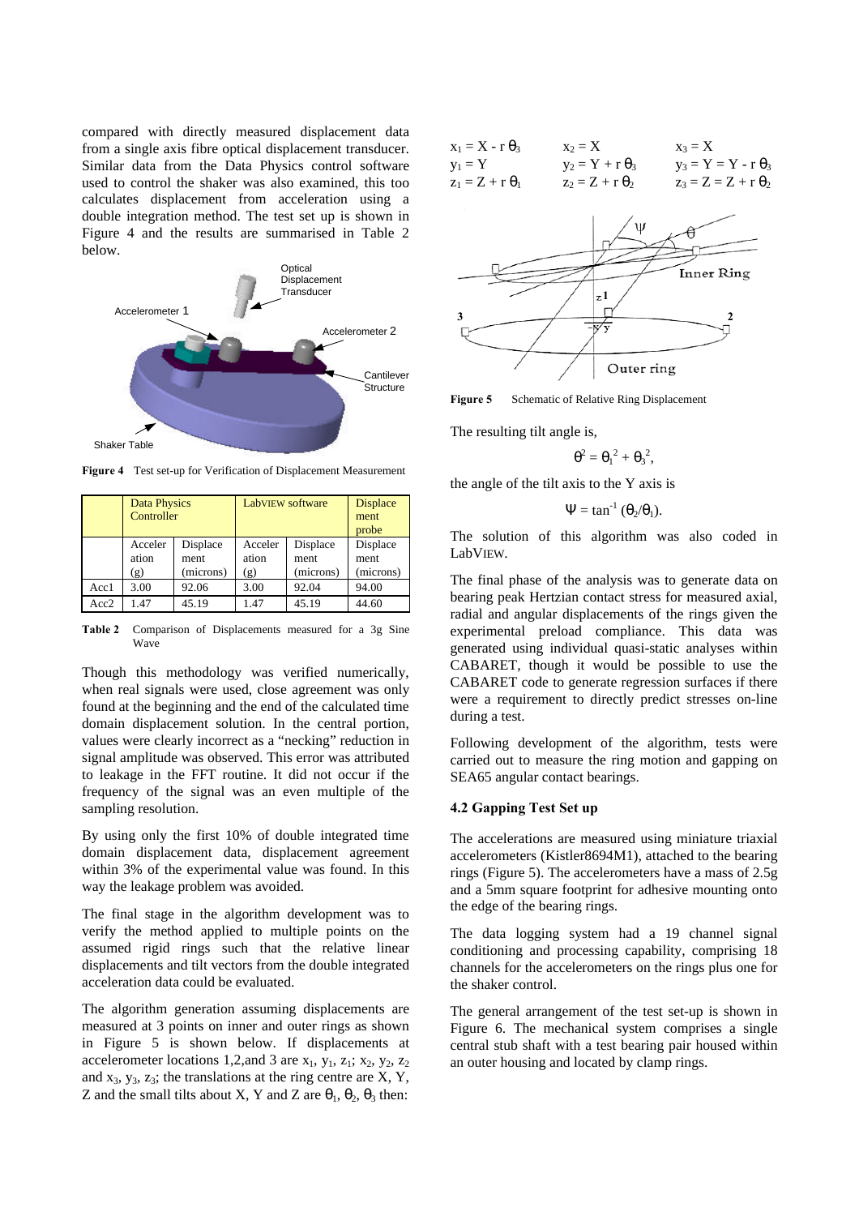compared with directly measured displacement data from a single axis fibre optical displacement transducer. Similar data from the Data Physics control software used to control the shaker was also examined, this too calculates displacement from acceleration using a double integration method. The test set up is shown in Figure 4 and the results are summarised in Table 2 below.

Figure 4 Test set-up for Verification of Displacement Measurement

| | Data Physics Controller | | LabVIEW software | | Displacement probe |
|---|---|---|---|---|---|
| | Acceleration (g) | Displacement (microns) | Acceleration (g) | Displacement (microns) | Displacement (microns) |
| Acc1 | 3.00 | 92.06 | 3.00 | 92.04 | 94.00 |
| Acc2 | 1.47 | 45.19 | 1.47 | 45.19 | 44.60 |

**Table 2** Comparison of Displacements measured for a 3g Sine Wave

Though this methodology was verified numerically, when real signals were used, close agreement was only found at the beginning and the end of the calculated time domain displacement solution. In the central portion, values were clearly incorrect as a "necking" reduction in signal amplitude was observed. This error was attributed to leakage in the FFT routine. It did not occur if the frequency of the signal was an even multiple of the sampling resolution.

By using only the first 10% of double integrated time domain displacement data, displacement agreement within 3% of the experimental value was found. In this way the leakage problem was avoided.

The final stage in the algorithm development was to verify the method applied to multiple points on the assumed rigid rings such that the relative linear displacements and tilt vectors from the double integrated acceleration data could be evaluated.

The algorithm generation assuming displacements are measured at 3 points on inner and outer rings as shown in Figure 5 is shown below. If displacements at accelerometer locations 1,2,and 3 are $x_1$, $y_1$, $z_1$; $x_2$, $y_2$, $z_2$ and $x_3$, $y_3$, $z_3$; the translations at the ring centre are X, Y, Z and the small tilts about X, Y and Z are $\theta_1$, $\theta_2$, $\theta_3$ then:

$$x_1 = X - r\,\theta_3 \qquad x_2 = X \qquad x_3 = X$$

$$y_1 = Y \qquad y_2 = Y + r\,\theta_3 \qquad y_3 = Y = Y - r\,\theta_3$$

$$z_1 = Z + r\,\theta_1 \qquad z_2 = Z + r\,\theta_2 \qquad z_3 = Z = Z + r\,\theta_2$$

**Figure 5** Schematic of Relative Ring Displacement

The resulting tilt angle is,

$$\theta^2 = \theta_1^{\,2} + \theta_3^{\,2},$$

the angle of the tilt axis to the Y axis is

$$\Psi = \tan^{-1}(\theta_2/\theta_1).$$

The solution of this algorithm was also coded in LabVIEW.

The final phase of the analysis was to generate data on bearing peak Hertzian contact stress for measured axial, radial and angular displacements of the rings given the experimental preload compliance. This data was generated using individual quasi-static analyses within CABARET, though it would be possible to use the CABARET code to generate regression surfaces if there were a requirement to directly predict stresses on-line during a test.

Following development of the algorithm, tests were carried out to measure the ring motion and gapping on SEA65 angular contact bearings.

### 4.2 Gapping Test Set up

The accelerations are measured using miniature triaxial accelerometers (Kistler8694M1), attached to the bearing rings (Figure 5). The accelerometers have a mass of 2.5g and a 5mm square footprint for adhesive mounting onto the edge of the bearing rings.

The data logging system had a 19 channel signal conditioning and processing capability, comprising 18 channels for the accelerometers on the rings plus one for the shaker control.

The general arrangement of the test set-up is shown in Figure 6. The mechanical system comprises a single central stub shaft with a test bearing pair housed within an outer housing and located by clamp rings.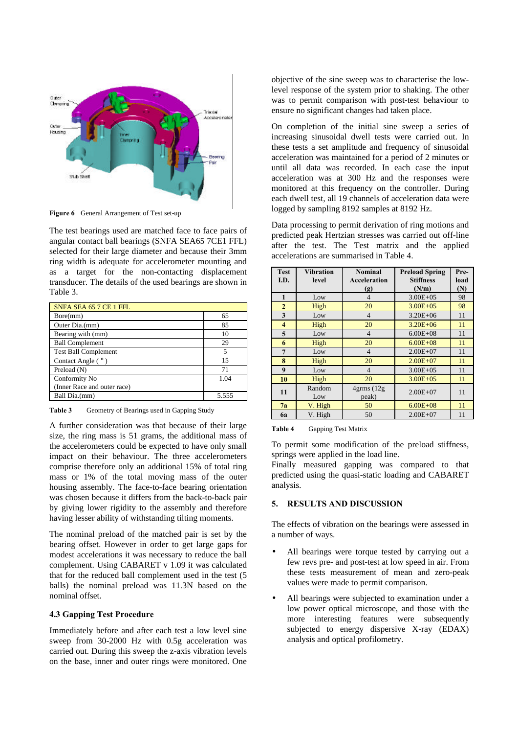Figure 6   General Arrangement of Test set-up

The test bearings used are matched face to face pairs of angular contact ball bearings (SNFA SEA65 7CE1 FFL) selected for their large diameter and because their 3mm ring width is adequate for accelerometer mounting and as a target for the non-contacting displacement transducer. The details of the used bearings are shown in Table 3.

| SNFA SEA 65 7 CE 1 FFL | |
|---|---|
| Bore(mm) | 65 |
| Outer Dia.(mm) | 85 |
| Bearing with (mm) | 10 |
| Ball Complement | 29 |
| Test Ball Complement | 5 |
| Contact Angle ( ° ) | 15 |
| Preload (N) | 71 |
| Conformity No (Inner Race and outer race) | 1.04 |
| Ball Dia.(mm) | 5.555 |

**Table 3**   Geometry of Bearings used in Gapping Study

A further consideration was that because of their large size, the ring mass is 51 grams, the additional mass of the accelerometers could be expected to have only small impact on their behaviour. The three accelerometers comprise therefore only an additional 15% of total ring mass or 1% of the total moving mass of the outer housing assembly. The face-to-face bearing orientation was chosen because it differs from the back-to-back pair by giving lower rigidity to the assembly and therefore having lesser ability of withstanding tilting moments.

The nominal preload of the matched pair is set by the bearing offset. However in order to get large gaps for modest accelerations it was necessary to reduce the ball complement. Using CABARET v 1.09 it was calculated that for the reduced ball complement used in the test (5 balls) the nominal preload was 11.3N based on the nominal offset.

### 4.3 Gapping Test Procedure

Immediately before and after each test a low level sine sweep from 30-2000 Hz with 0.5g acceleration was carried out. During this sweep the z-axis vibration levels on the base, inner and outer rings were monitored. One objective of the sine sweep was to characterise the low-level response of the system prior to shaking. The other was to permit comparison with post-test behaviour to ensure no significant changes had taken place.

On completion of the initial sine sweep a series of increasing sinusoidal dwell tests were carried out. In these tests a set amplitude and frequency of sinusoidal acceleration was maintained for a period of 2 minutes or until all data was recorded. In each case the input acceleration was at 300 Hz and the responses were monitored at this frequency on the controller. During each dwell test, all 19 channels of acceleration data were logged by sampling 8192 samples at 8192 Hz.

Data processing to permit derivation of ring motions and predicted peak Hertzian stresses was carried out off-line after the test. The Test matrix and the applied accelerations are summarised in Table 4.

| Test I.D. | Vibration level | Nominal Acceleration (g) | Preload Spring Stiffness (N/m) | Pre-load (N) |
|---|---|---|---|---|
| **1** | Low | 4 | 3.00E+05 | 98 |
| **2** | High | 20 | 3.00E+05 | 98 |
| **3** | Low | 4 | 3.20E+06 | 11 |
| **4** | High | 20 | 3.20E+06 | 11 |
| **5** | Low | 4 | 6.00E+08 | 11 |
| **6** | High | 20 | 6.00E+08 | 11 |
| **7** | Low | 4 | 2.00E+07 | 11 |
| **8** | High | 20 | 2.00E+07 | 11 |
| **9** | Low | 4 | 3.00E+05 | 11 |
| **10** | High | 20 | 3.00E+05 | 11 |
| **11** | Random Low | 4grms (12g peak) | 2.00E+07 | 11 |
| **7a** | V. High | 50 | 6.00E+08 | 11 |
| **6a** | V. High | 50 | 2.00E+07 | 11 |

**Table 4**   Gapping Test Matrix

To permit some modification of the preload stiffness, springs were applied in the load line.

Finally measured gapping was compared to that predicted using the quasi-static loading and CABARET analysis.

## 5. RESULTS AND DISCUSSION

The effects of vibration on the bearings were assessed in a number of ways.

- All bearings were torque tested by carrying out a few revs pre- and post-test at low speed in air. From these tests measurement of mean and zero-peak values were made to permit comparison.
- All bearings were subjected to examination under a low power optical microscope, and those with the more interesting features were subsequently subjected to energy dispersive X-ray (EDAX) analysis and optical profilometry.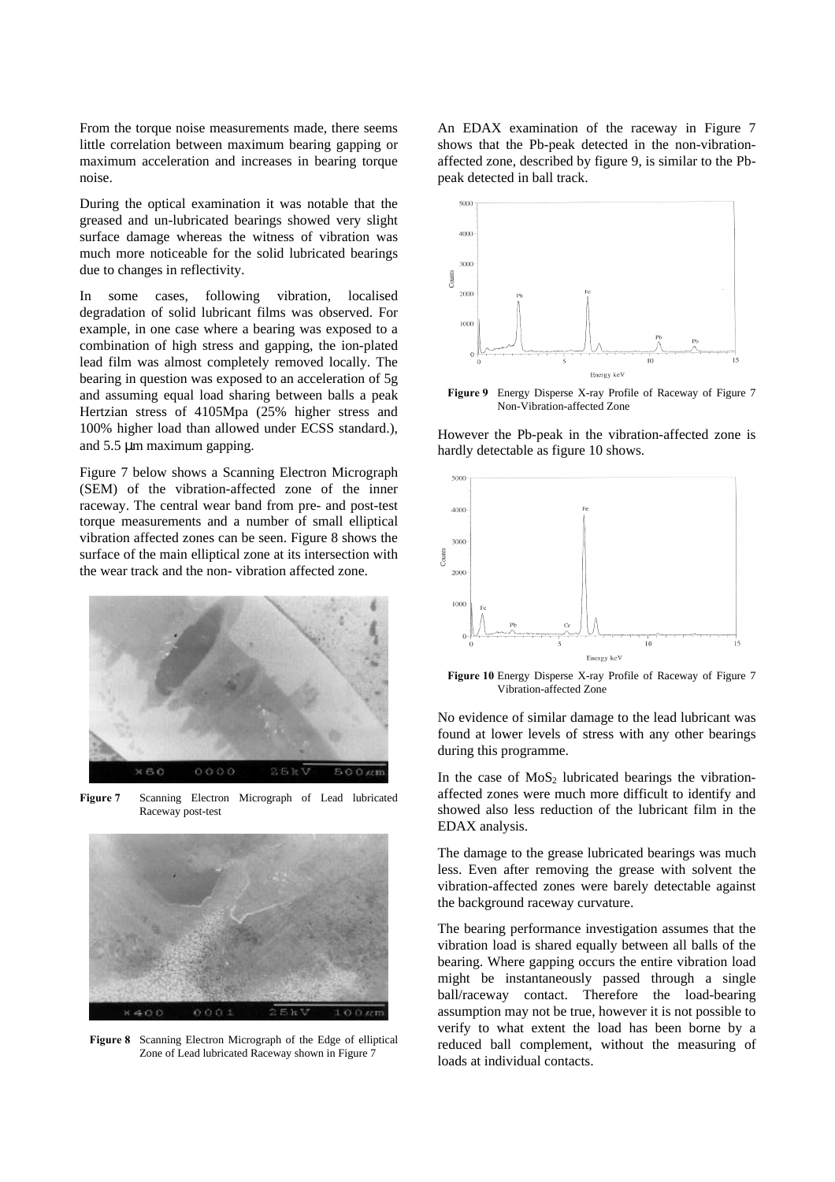From the torque noise measurements made, there seems little correlation between maximum bearing gapping or maximum acceleration and increases in bearing torque noise.

During the optical examination it was notable that the greased and un-lubricated bearings showed very slight surface damage whereas the witness of vibration was much more noticeable for the solid lubricated bearings due to changes in reflectivity.

In some cases, following vibration, localised degradation of solid lubricant films was observed. For example, in one case where a bearing was exposed to a combination of high stress and gapping, the ion-plated lead film was almost completely removed locally. The bearing in question was exposed to an acceleration of 5g and assuming equal load sharing between balls a peak Hertzian stress of 4105Mpa (25% higher stress and 100% higher load than allowed under ECSS standard.), and 5.5 µm maximum gapping.

Figure 7 below shows a Scanning Electron Micrograph (SEM) of the vibration-affected zone of the inner raceway. The central wear band from pre- and post-test torque measurements and a number of small elliptical vibration affected zones can be seen. Figure 8 shows the surface of the main elliptical zone at its intersection with the wear track and the non- vibration affected zone.

**Figure 7** Scanning Electron Micrograph of Lead lubricated Raceway post-test

**Figure 8** Scanning Electron Micrograph of the Edge of elliptical Zone of Lead lubricated Raceway shown in Figure 7

An EDAX examination of the raceway in Figure 7 shows that the Pb-peak detected in the non-vibration-affected zone, described by figure 9, is similar to the Pb-peak detected in ball track.

**Figure 9** Energy Disperse X-ray Profile of Raceway of Figure 7 Non-Vibration-affected Zone

However the Pb-peak in the vibration-affected zone is hardly detectable as figure 10 shows.

**Figure 10** Energy Disperse X-ray Profile of Raceway of Figure 7 Vibration-affected Zone

No evidence of similar damage to the lead lubricant was found at lower levels of stress with any other bearings during this programme.

In the case of $MoS_2$ lubricated bearings the vibration-affected zones were much more difficult to identify and showed also less reduction of the lubricant film in the EDAX analysis.

The damage to the grease lubricated bearings was much less. Even after removing the grease with solvent the vibration-affected zones were barely detectable against the background raceway curvature.

The bearing performance investigation assumes that the vibration load is shared equally between all balls of the bearing. Where gapping occurs the entire vibration load might be instantaneously passed through a single ball/raceway contact. Therefore the load-bearing assumption may not be true, however it is not possible to verify to what extent the load has been borne by a reduced ball complement, without the measuring of loads at individual contacts.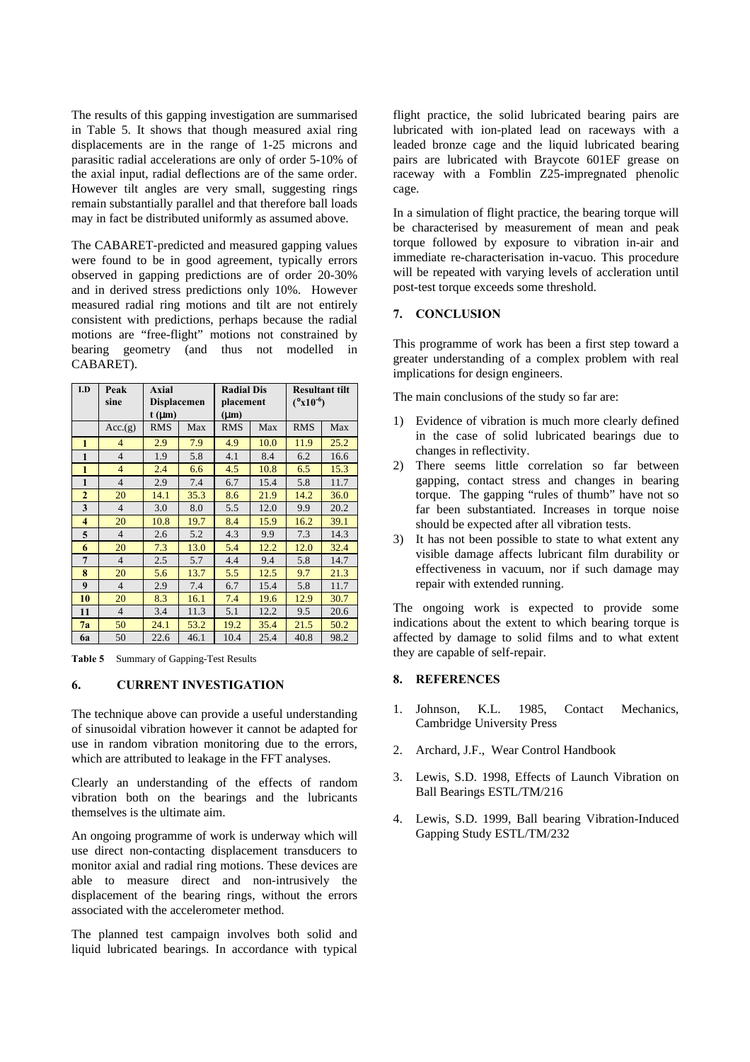The results of this gapping investigation are summarised in Table 5. It shows that though measured axial ring displacements are in the range of 1-25 microns and parasitic radial accelerations are only of order 5-10% of the axial input, radial deflections are of the same order. However tilt angles are very small, suggesting rings remain substantially parallel and that therefore ball loads may in fact be distributed uniformly as assumed above.

The CABARET-predicted and measured gapping values were found to be in good agreement, typically errors observed in gapping predictions are of order 20-30% and in derived stress predictions only 10%. However measured radial ring motions and tilt are not entirely consistent with predictions, perhaps because the radial motions are "free-flight" motions not constrained by bearing geometry (and thus not modelled in CABARET).

| I.D | Peak sine | Axial Displacement (μm) | | Radial Displacement (μm) | | Resultant tilt (°x10$^{-6}$) | |
|---|---|---|---|---|---|---|---|
| | Acc.(g) | RMS | Max | RMS | Max | RMS | Max |
| **1** | 4 | 2.9 | 7.9 | 4.9 | 10.0 | 11.9 | 25.2 |
| **1** | 4 | 1.9 | 5.8 | 4.1 | 8.4 | 6.2 | 16.6 |
| **1** | 4 | 2.4 | 6.6 | 4.5 | 10.8 | 6.5 | 15.3 |
| **1** | 4 | 2.9 | 7.4 | 6.7 | 15.4 | 5.8 | 11.7 |
| **2** | 20 | 14.1 | 35.3 | 8.6 | 21.9 | 14.2 | 36.0 |
| **3** | 4 | 3.0 | 8.0 | 5.5 | 12.0 | 9.9 | 20.2 |
| **4** | 20 | 10.8 | 19.7 | 8.4 | 15.9 | 16.2 | 39.1 |
| **5** | 4 | 2.6 | 5.2 | 4.3 | 9.9 | 7.3 | 14.3 |
| **6** | 20 | 7.3 | 13.0 | 5.4 | 12.2 | 12.0 | 32.4 |
| **7** | 4 | 2.5 | 5.7 | 4.4 | 9.4 | 5.8 | 14.7 |
| **8** | 20 | 5.6 | 13.7 | 5.5 | 12.5 | 9.7 | 21.3 |
| **9** | 4 | 2.9 | 7.4 | 6.7 | 15.4 | 5.8 | 11.7 |
| **10** | 20 | 8.3 | 16.1 | 7.4 | 19.6 | 12.9 | 30.7 |
| **11** | 4 | 3.4 | 11.3 | 5.1 | 12.2 | 9.5 | 20.6 |
| **7a** | 50 | 24.1 | 53.2 | 19.2 | 35.4 | 21.5 | 50.2 |
| **6a** | 50 | 22.6 | 46.1 | 10.4 | 25.4 | 40.8 | 98.2 |

**Table 5** Summary of Gapping-Test Results

## 6. CURRENT INVESTIGATION

The technique above can provide a useful understanding of sinusoidal vibration however it cannot be adapted for use in random vibration monitoring due to the errors, which are attributed to leakage in the FFT analyses.

Clearly an understanding of the effects of random vibration both on the bearings and the lubricants themselves is the ultimate aim.

An ongoing programme of work is underway which will use direct non-contacting displacement transducers to monitor axial and radial ring motions. These devices are able to measure direct and non-intrusively the displacement of the bearing rings, without the errors associated with the accelerometer method.

The planned test campaign involves both solid and liquid lubricated bearings. In accordance with typical flight practice, the solid lubricated bearing pairs are lubricated with ion-plated lead on raceways with a leaded bronze cage and the liquid lubricated bearing pairs are lubricated with Braycote 601EF grease on raceway with a Fomblin Z25-impregnated phenolic cage.

In a simulation of flight practice, the bearing torque will be characterised by measurement of mean and peak torque followed by exposure to vibration in-air and immediate re-characterisation in-vacuo. This procedure will be repeated with varying levels of accleration until post-test torque exceeds some threshold.

## 7. CONCLUSION

This programme of work has been a first step toward a greater understanding of a complex problem with real implications for design engineers.

The main conclusions of the study so far are:

1) Evidence of vibration is much more clearly defined in the case of solid lubricated bearings due to changes in reflectivity.
2) There seems little correlation so far between gapping, contact stress and changes in bearing torque. The gapping "rules of thumb" have not so far been substantiated. Increases in torque noise should be expected after all vibration tests.
3) It has not been possible to state to what extent any visible damage affects lubricant film durability or effectiveness in vacuum, nor if such damage may repair with extended running.

The ongoing work is expected to provide some indications about the extent to which bearing torque is affected by damage to solid films and to what extent they are capable of self-repair.

## 8. REFERENCES

1. Johnson, K.L. 1985, Contact Mechanics, Cambridge University Press
2. Archard, J.F., Wear Control Handbook
3. Lewis, S.D. 1998, Effects of Launch Vibration on Ball Bearings ESTL/TM/216
4. Lewis, S.D. 1999, Ball bearing Vibration-Induced Gapping Study ESTL/TM/232